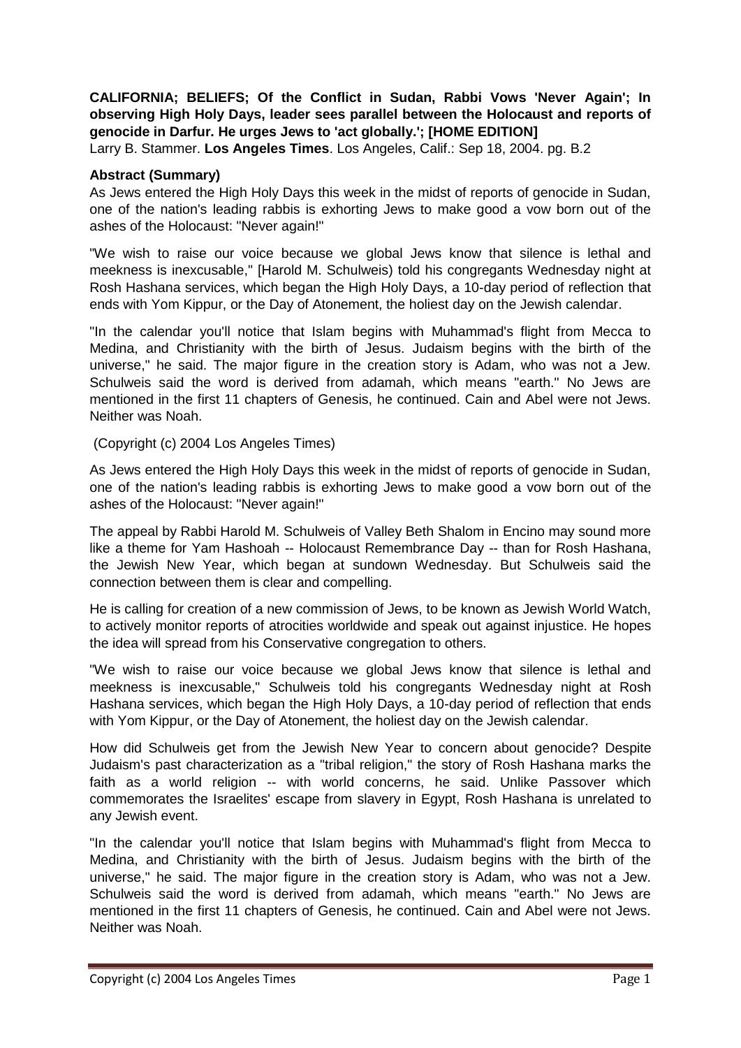**CALIFORNIA; BELIEFS; Of the Conflict in Sudan, Rabbi Vows 'Never Again'; In observing High Holy Days, leader sees parallel between the Holocaust and reports of genocide in Darfur. He urges Jews to 'act globally.'; [HOME EDITION]**

Larry B. Stammer. **Los Angeles Times**. Los Angeles, Calif.: Sep 18, 2004. pg. B.2

**Abstract (Summary)**

As Jews entered the High Holy Days this week in the midst of reports of genocide in Sudan, one of the nation's leading rabbis is exhorting Jews to make good a vow born out of the ashes of the Holocaust: "Never again!"

"We wish to raise our voice because we global Jews know that silence is lethal and meekness is inexcusable," [Harold M. Schulweis) told his congregants Wednesday night at Rosh Hashana services, which began the High Holy Days, a 10-day period of reflection that ends with Yom Kippur, or the Day of Atonement, the holiest day on the Jewish calendar.

"In the calendar you'll notice that Islam begins with Muhammad's flight from Mecca to Medina, and Christianity with the birth of Jesus. Judaism begins with the birth of the universe," he said. The major figure in the creation story is Adam, who was not a Jew. Schulweis said the word is derived from adamah, which means "earth." No Jews are mentioned in the first 11 chapters of Genesis, he continued. Cain and Abel were not Jews. Neither was Noah.

(Copyright (c) 2004 Los Angeles Times)

As Jews entered the High Holy Days this week in the midst of reports of genocide in Sudan, one of the nation's leading rabbis is exhorting Jews to make good a vow born out of the ashes of the Holocaust: "Never again!"

The appeal by Rabbi Harold M. Schulweis of Valley Beth Shalom in Encino may sound more like a theme for Yam Hashoah -- Holocaust Remembrance Day -- than for Rosh Hashana, the Jewish New Year, which began at sundown Wednesday. But Schulweis said the connection between them is clear and compelling.

He is calling for creation of a new commission of Jews, to be known as Jewish World Watch, to actively monitor reports of atrocities worldwide and speak out against injustice. He hopes the idea will spread from his Conservative congregation to others.

"We wish to raise our voice because we global Jews know that silence is lethal and meekness is inexcusable," Schulweis told his congregants Wednesday night at Rosh Hashana services, which began the High Holy Days, a 10-day period of reflection that ends with Yom Kippur, or the Day of Atonement, the holiest day on the Jewish calendar.

How did Schulweis get from the Jewish New Year to concern about genocide? Despite Judaism's past characterization as a "tribal religion," the story of Rosh Hashana marks the faith as a world religion -- with world concerns, he said. Unlike Passover which commemorates the Israelites' escape from slavery in Egypt, Rosh Hashana is unrelated to any Jewish event.

"In the calendar you'll notice that Islam begins with Muhammad's flight from Mecca to Medina, and Christianity with the birth of Jesus. Judaism begins with the birth of the universe," he said. The major figure in the creation story is Adam, who was not a Jew. Schulweis said the word is derived from adamah, which means "earth." No Jews are mentioned in the first 11 chapters of Genesis, he continued. Cain and Abel were not Jews. Neither was Noah.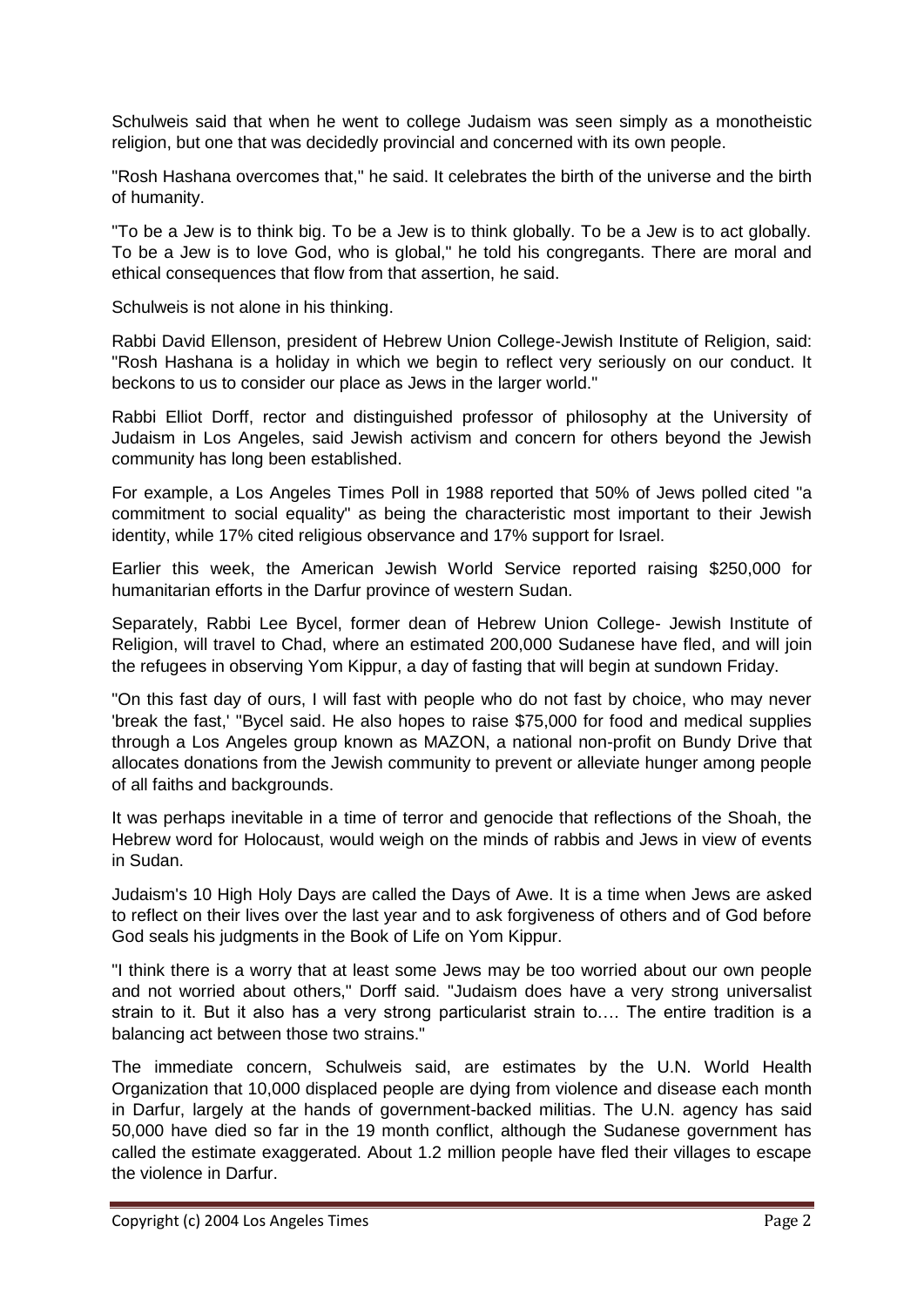Schulweis said that when he went to college Judaism was seen simply as a monotheistic religion, but one that was decidedly provincial and concerned with its own people.

"Rosh Hashana overcomes that," he said. It celebrates the birth of the universe and the birth of humanity.

"To be a Jew is to think big. To be a Jew is to think globally. To be a Jew is to act globally. To be a Jew is to love God, who is global," he told his congregants. There are moral and ethical consequences that flow from that assertion, he said.

Schulweis is not alone in his thinking.

Rabbi David Ellenson, president of Hebrew Union College-Jewish Institute of Religion, said: "Rosh Hashana is a holiday in which we begin to reflect very seriously on our conduct. It beckons to us to consider our place as Jews in the larger world."

Rabbi Elliot Dorff, rector and distinguished professor of philosophy at the University of Judaism in Los Angeles, said Jewish activism and concern for others beyond the Jewish community has long been established.

For example, a Los Angeles Times Poll in 1988 reported that 50% of Jews polled cited "a commitment to social equality" as being the characteristic most important to their Jewish identity, while 17% cited religious observance and 17% support for Israel.

Earlier this week, the American Jewish World Service reported raising $250,000 for humanitarian efforts in the Darfur province of western Sudan.

Separately, Rabbi Lee Bycel, former dean of Hebrew Union College- Jewish Institute of Religion, will travel to Chad, where an estimated 200,000 Sudanese have fled, and will join the refugees in observing Yom Kippur, a day of fasting that will begin at sundown Friday.

"On this fast day of ours, I will fast with people who do not fast by choice, who may never 'break the fast,' "Bycel said. He also hopes to raise $75,000 for food and medical supplies through a Los Angeles group known as MAZON, a national non-profit on Bundy Drive that allocates donations from the Jewish community to prevent or alleviate hunger among people of all faiths and backgrounds.

It was perhaps inevitable in a time of terror and genocide that reflections of the Shoah, the Hebrew word for Holocaust, would weigh on the minds of rabbis and Jews in view of events in Sudan.

Judaism's 10 High Holy Days are called the Days of Awe. It is a time when Jews are asked to reflect on their lives over the last year and to ask forgiveness of others and of God before God seals his judgments in the Book of Life on Yom Kippur.

"I think there is a worry that at least some Jews may be too worried about our own people and not worried about others," Dorff said. "Judaism does have a very strong universalist strain to it. But it also has a very strong particularist strain to…. The entire tradition is a balancing act between those two strains."

The immediate concern, Schulweis said, are estimates by the U.N. World Health Organization that 10,000 displaced people are dying from violence and disease each month in Darfur, largely at the hands of government-backed militias. The U.N. agency has said 50,000 have died so far in the 19 month conflict, although the Sudanese government has called the estimate exaggerated. About 1.2 million people have fled their villages to escape the violence in Darfur.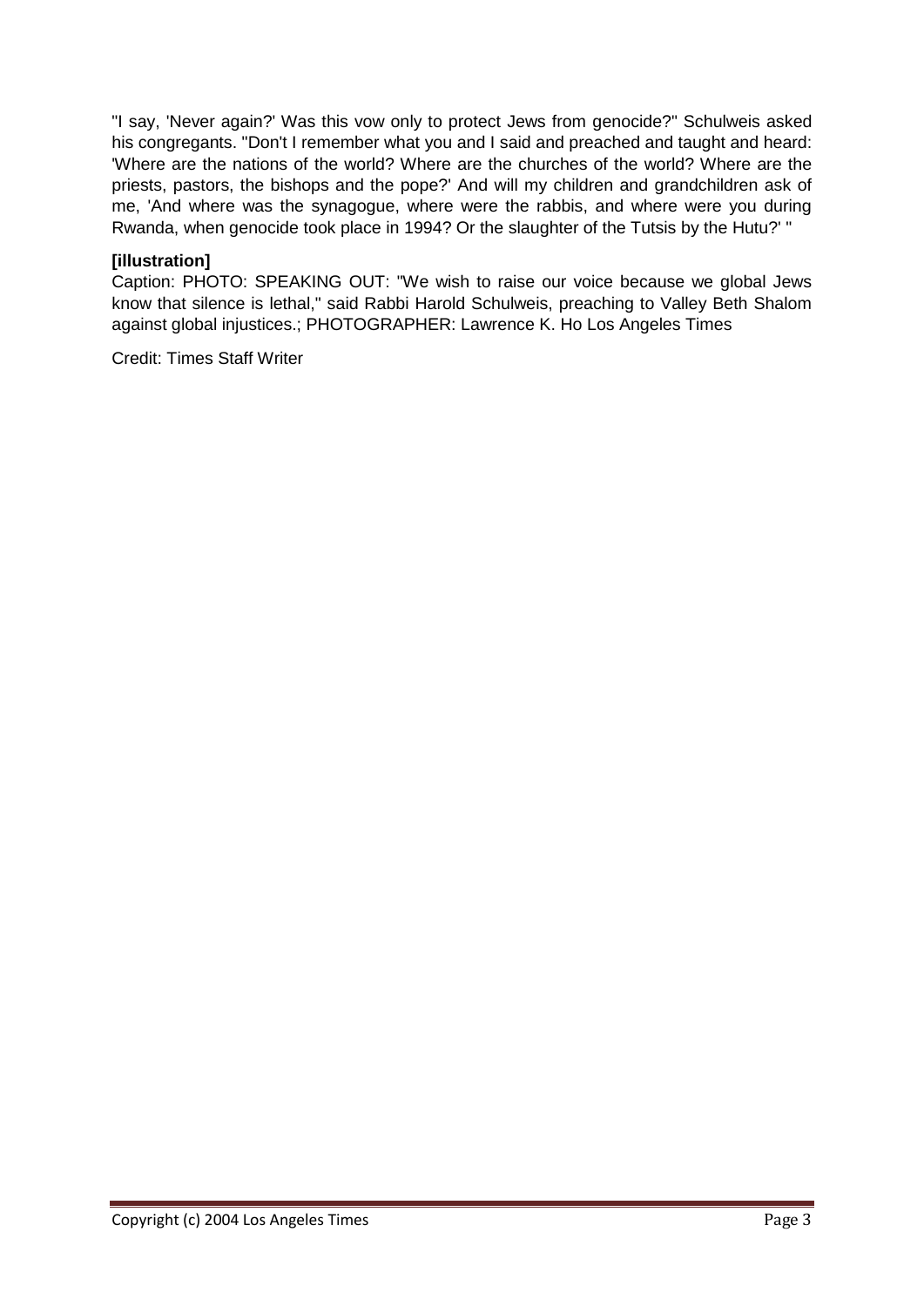"I say, 'Never again?' Was this vow only to protect Jews from genocide?" Schulweis asked his congregants. "Don't I remember what you and I said and preached and taught and heard: 'Where are the nations of the world? Where are the churches of the world? Where are the priests, pastors, the bishops and the pope?' And will my children and grandchildren ask of me, 'And where was the synagogue, where were the rabbis, and where were you during Rwanda, when genocide took place in 1994? Or the slaughter of the Tutsis by the Hutu?' "

**[illustration]**

Caption: PHOTO: SPEAKING OUT: "We wish to raise our voice because we global Jews know that silence is lethal," said Rabbi Harold Schulweis, preaching to Valley Beth Shalom against global injustices.; PHOTOGRAPHER: Lawrence K. Ho Los Angeles Times

Credit: Times Staff Writer